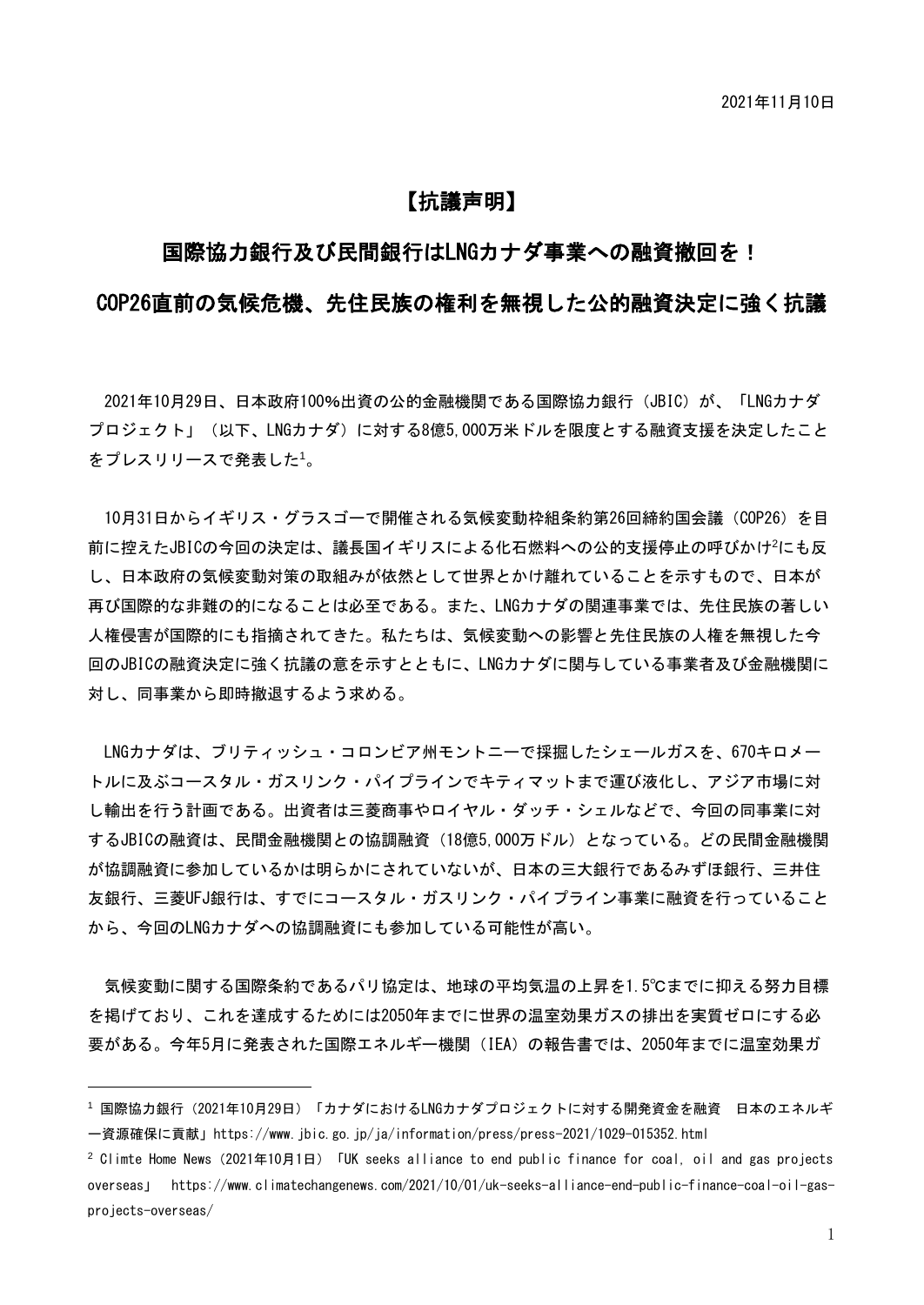2021年11月10日

# 【抗議声明】

## 国際協力銀行及び民間銀行はLNGカナダ事業への融資撤回を！

## COP26直前の気候危機、先住民族の権利を無視した公的融資決定に強く抗議

2021年10月29日、日本政府100%出資の公的金融機関である国際協力銀行（JBIC）が、「LNGカナダプロジェクト」（以下、LNGカナダ）に対する8億5,000万米ドルを限度とする融資支援を決定したことをプレスリリースで発表した[1]。

10月31日からイギリス・グラスゴーで開催される気候変動枠組条約第26回締約国会議（COP26）を目前に控えたJBICの今回の決定は、議長国イギリスによる化石燃料への公的支援停止の呼びかけ[2]にも反し、日本政府の気候変動対策の取組みが依然として世界とかけ離れていることを示すもので、日本が再び国際的な非難の的になることは必至である。また、LNGカナダの関連事業では、先住民族の著しい人権侵害が国際的にも指摘されてきた。私たちは、気候変動への影響と先住民族の人権を無視した今回のJBICの融資決定に強く抗議の意を示すとともに、LNGカナダに関与している事業者及び金融機関に対し、同事業から即時撤退するよう求める。

LNGカナダは、ブリティッシュ・コロンビア州モントニーで採掘したシェールガスを、670キロメートルに及ぶコースタル・ガスリンク・パイプラインでキティマットまで運び液化し、アジア市場に対し輸出を行う計画である。出資者は三菱商事やロイヤル・ダッチ・シェルなどで、今回の同事業に対するJBICの融資は、民間金融機関との協調融資（18億5,000万ドル）となっている。どの民間金融機関が協調融資に参加しているかは明らかにされていないが、日本の三大銀行であるみずほ銀行、三井住友銀行、三菱UFJ銀行は、すでにコースタル・ガスリンク・パイプライン事業に融資を行っていることから、今回のLNGカナダへの協調融資にも参加している可能性が高い。

気候変動に関する国際条約であるパリ協定は、地球の平均気温の上昇を1.5℃までに抑える努力目標を掲げており、これを達成するためには2050年までに世界の温室効果ガスの排出を実質ゼロにする必要がある。今年5月に発表された国際エネルギー機関（IEA）の報告書では、2050年までに温室効果ガ

---

[1] 国際協力銀行（2021年10月29日）「カナダにおけるLNGカナダプロジェクトに対する開発資金を融資　日本のエネルギー資源確保に貢献」https://www.jbic.go.jp/ja/information/press/press-2021/1029-015352.html

[2] Climte Home News（2021年10月1日）「UK seeks alliance to end public finance for coal, oil and gas projects overseas」 https://www.climatechangenews.com/2021/10/01/uk-seeks-alliance-end-public-finance-coal-oil-gas-projects-overseas/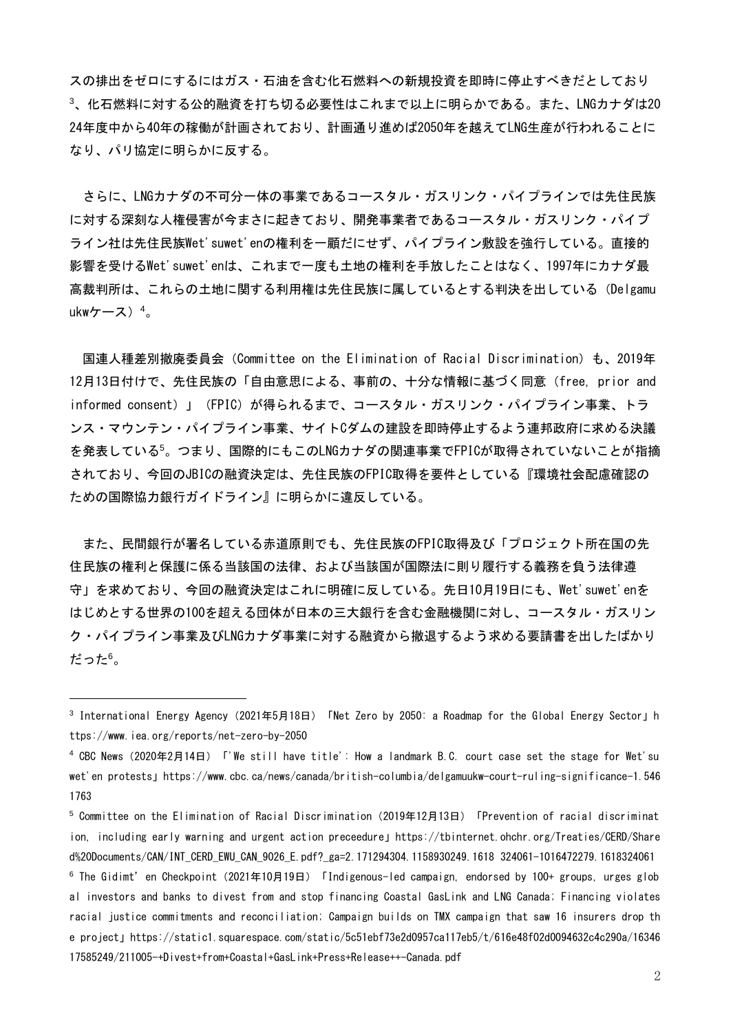スの排出をゼロにするにはガス・石油を含む化石燃料への新規投資を即時に停止すべきだとしており[3]、化石燃料に対する公的融資を打ち切る必要性はこれまで以上に明らかである。また、LNGカナダは2024年度中から40年の稼働が計画されており、計画通り進めば2050年を越えてLNG生産が行われることになり、パリ協定に明らかに反する。

さらに、LNGカナダの不可分一体の事業であるコースタル・ガスリンク・パイプラインでは先住民族に対する深刻な人権侵害が今まさに起きており、開発事業者であるコースタル・ガスリンク・パイプライン社は先住民族Wet'suwet'enの権利を一顧だにせず、パイプライン敷設を強行している。直接的影響を受けるWet'suwet'enは、これまで一度も土地の権利を手放したことはなく、1997年にカナダ最高裁判所は、これらの土地に関する利用権は先住民族に属しているとする判決を出している（Delgamuukwケース）[4]。

国連人種差別撤廃委員会（Committee on the Elimination of Racial Discrimination）も、2019年12月13日付けで、先住民族の「自由意思による、事前の、十分な情報に基づく同意（free, prior and informed consent）」（FPIC）が得られるまで、コースタル・ガスリンク・パイプライン事業、トランス・マウンテン・パイプライン事業、サイトCダムの建設を即時停止するよう連邦政府に求める決議を発表している[5]。つまり、国際的にもこのLNGカナダの関連事業でFPICが取得されていないことが指摘されており、今回のJBICの融資決定は、先住民族のFPIC取得を要件としている『環境社会配慮確認のための国際協力銀行ガイドライン』に明らかに違反している。

また、民間銀行が署名している赤道原則でも、先住民族のFPIC取得及び「プロジェクト所在国の先住民族の権利と保護に係る当該国の法律、および当該国が国際法に則り履行する義務を負う法律遵守」を求めており、今回の融資決定はこれに明確に反している。先日10月19日にも、Wet'suwet'enをはじめとする世界の100を超える団体が日本の三大銀行を含む金融機関に対し、コースタル・ガスリンク・パイプライン事業及びLNGカナダ事業に対する融資から撤退するよう求める要請書を出したばかりだった[6]。

---

[3] International Energy Agency（2021年5月18日）「Net Zero by 2050: a Roadmap for the Global Energy Sector」https://www.iea.org/reports/net-zero-by-2050

[4] CBC News（2020年2月14日）「'We still have title': How a landmark B.C. court case set the stage for Wet'suwet'en protests」https://www.cbc.ca/news/canada/british-columbia/delgamuukw-court-ruling-significance-1.5461763

[5] Committee on the Elimination of Racial Discrimination（2019年12月13日）「Prevention of racial discrimination, including early warning and urgent action preceedure」https://tbinternet.ohchr.org/Treaties/CERD/Shared%20Documents/CAN/INT_CERD_EWU_CAN_9026_E.pdf?_ga=2.171294304.1158930249.1618 324061-1016472279.1618324061

[6] The Gidimt' en Checkpoint（2021年10月19日）「Indigenous-led campaign, endorsed by 100+ groups, urges global investors and banks to divest from and stop financing Coastal GasLink and LNG Canada; Financing violates racial justice commitments and reconciliation; Campaign builds on TMX campaign that saw 16 insurers drop the project」https://static1.squarespace.com/static/5c51ebf73e2d0957ca117eb5/t/616e48f02d0094632c4c290a/1634617585249/211005-+Divest+from+Coastal+GasLink+Press+Release++-Canada.pdf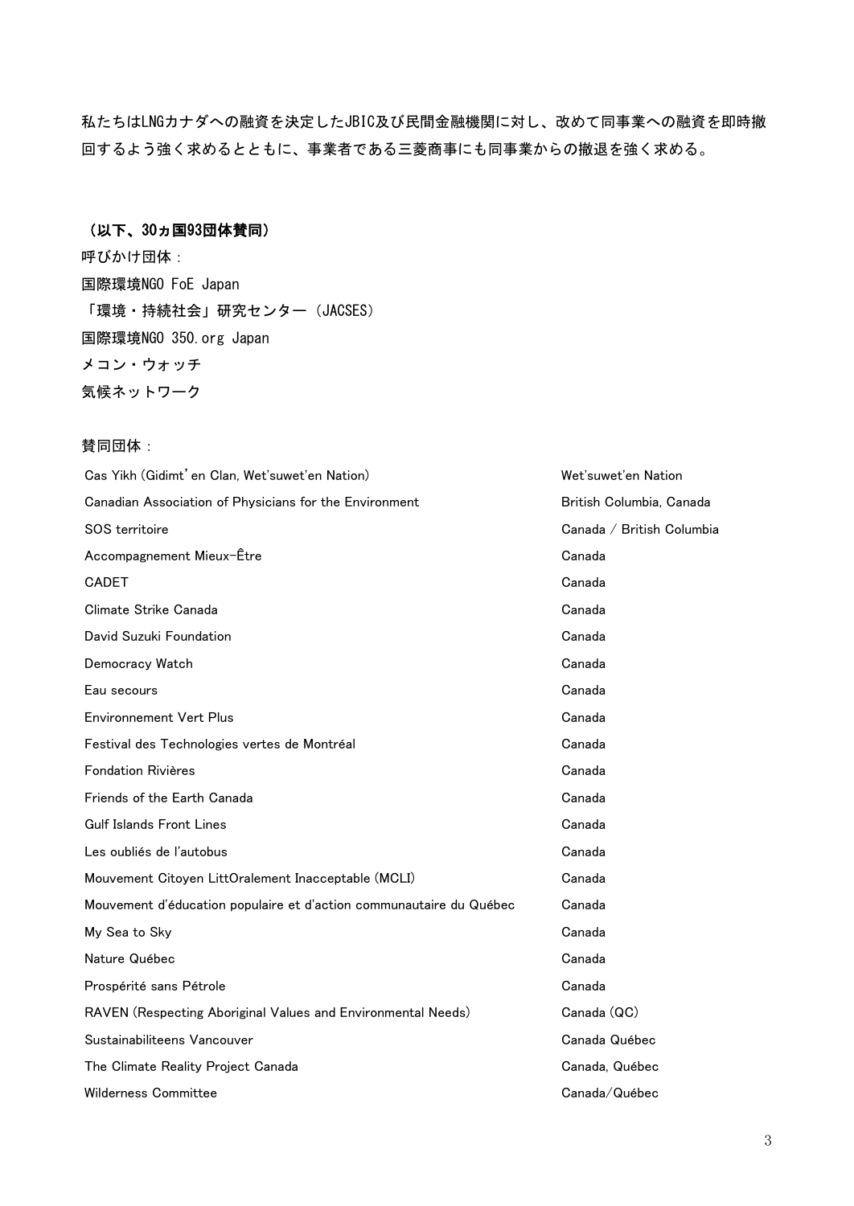私たちはLNGカナダへの融資を決定したJBIC及び民間金融機関に対し、改めて同事業への融資を即時撤回するよう強く求めるとともに、事業者である三菱商事にも同事業からの撤退を強く求める。

**（以下、30ヵ国93団体賛同）**

呼びかけ団体：

国際環境NGO FoE Japan

「環境・持続社会」研究センター（JACSES）

国際環境NGO 350.org Japan

メコン・ウォッチ

気候ネットワーク

賛同団体：

| | |
|---|---|
| Cas Yikh (Gidimt'en Clan, Wet'suwet'en Nation) | Wet'suwet'en Nation |
| Canadian Association of Physicians for the Environment | British Columbia, Canada |
| SOS territoire | Canada / British Columbia |
| Accompagnement Mieux-Être | Canada |
| CADET | Canada |
| Climate Strike Canada | Canada |
| David Suzuki Foundation | Canada |
| Democracy Watch | Canada |
| Eau secours | Canada |
| Environnement Vert Plus | Canada |
| Festival des Technologies vertes de Montréal | Canada |
| Fondation Rivières | Canada |
| Friends of the Earth Canada | Canada |
| Gulf Islands Front Lines | Canada |
| Les oubliés de l'autobus | Canada |
| Mouvement Citoyen LittOralement Inacceptable (MCLI) | Canada |
| Mouvement d'éducation populaire et d'action communautaire du Québec | Canada |
| My Sea to Sky | Canada |
| Nature Québec | Canada |
| Prospérité sans Pétrole | Canada |
| RAVEN (Respecting Aboriginal Values and Environmental Needs) | Canada (QC) |
| Sustainabiliteens Vancouver | Canada Québec |
| The Climate Reality Project Canada | Canada, Québec |
| Wilderness Committee | Canada/Québec |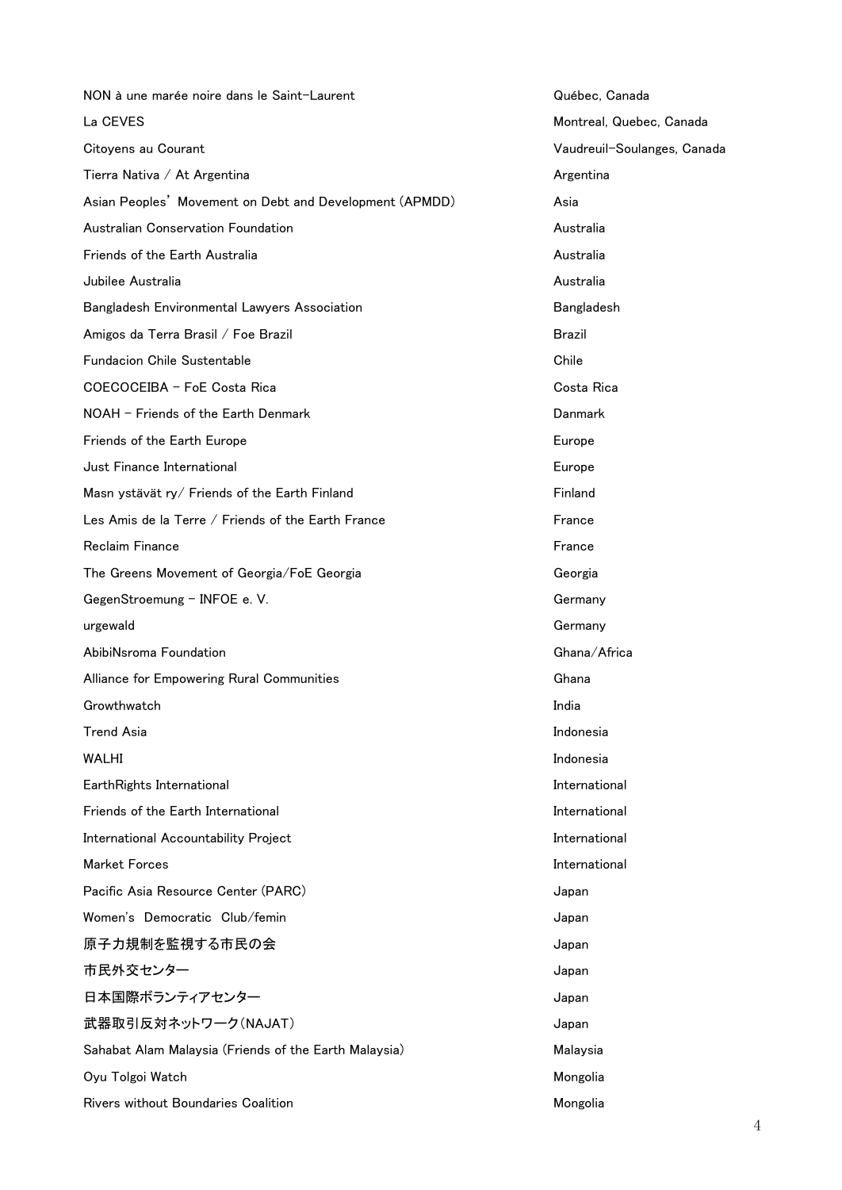| | |
|---|---|
| NON à une marée noire dans le Saint-Laurent | Québec, Canada |
| La CEVES | Montreal, Quebec, Canada |
| Citoyens au Courant | Vaudreuil-Soulanges, Canada |
| Tierra Nativa / At Argentina | Argentina |
| Asian Peoples' Movement on Debt and Development (APMDD) | Asia |
| Australian Conservation Foundation | Australia |
| Friends of the Earth Australia | Australia |
| Jubilee Australia | Australia |
| Bangladesh Environmental Lawyers Association | Bangladesh |
| Amigos da Terra Brasil / Foe Brazil | Brazil |
| Fundacion Chile Sustentable | Chile |
| COECOCEIBA - FoE Costa Rica | Costa Rica |
| NOAH - Friends of the Earth Denmark | Danmark |
| Friends of the Earth Europe | Europe |
| Just Finance International | Europe |
| Masn ystävät ry/ Friends of the Earth Finland | Finland |
| Les Amis de la Terre / Friends of the Earth France | France |
| Reclaim Finance | France |
| The Greens Movement of Georgia/FoE Georgia | Georgia |
| GegenStroemung - INFOE e. V. | Germany |
| urgewald | Germany |
| AbibiNsroma Foundation | Ghana/Africa |
| Alliance for Empowering Rural Communities | Ghana |
| Growthwatch | India |
| Trend Asia | Indonesia |
| WALHI | Indonesia |
| EarthRights International | International |
| Friends of the Earth International | International |
| International Accountability Project | International |
| Market Forces | International |
| Pacific Asia Resource Center (PARC) | Japan |
| Women's Democratic Club/femin | Japan |
| 原子力規制を監視する市民の会 | Japan |
| 市民外交センター | Japan |
| 日本国際ボランティアセンター | Japan |
| 武器取引反対ネットワーク(NAJAT) | Japan |
| Sahabat Alam Malaysia (Friends of the Earth Malaysia) | Malaysia |
| Oyu Tolgoi Watch | Mongolia |
| Rivers without Boundaries Coalition | Mongolia |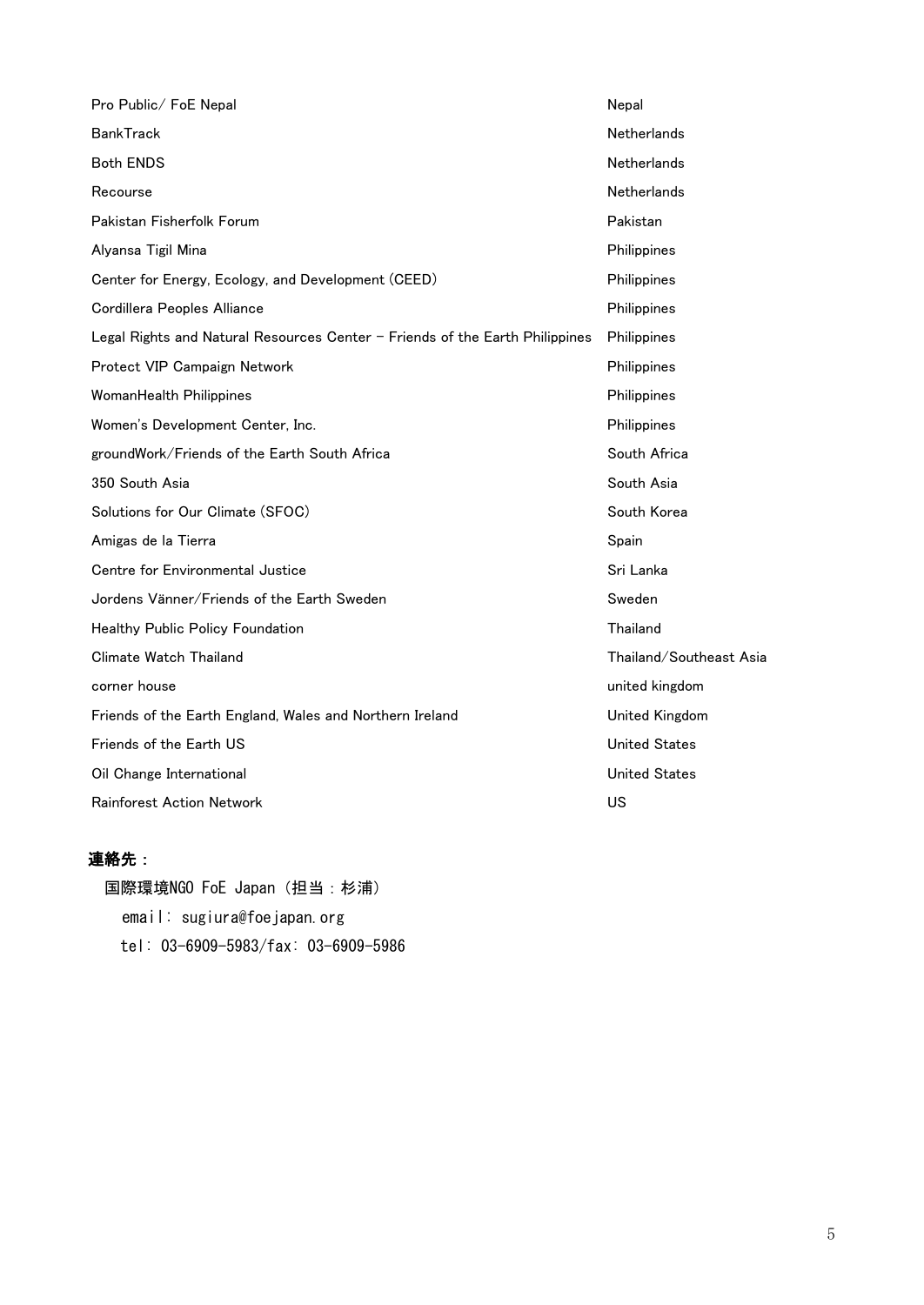| | |
|---|---|
| Pro Public/ FoE Nepal | Nepal |
| BankTrack | Netherlands |
| Both ENDS | Netherlands |
| Recourse | Netherlands |
| Pakistan Fisherfolk Forum | Pakistan |
| Alyansa Tigil Mina | Philippines |
| Center for Energy, Ecology, and Development (CEED) | Philippines |
| Cordillera Peoples Alliance | Philippines |
| Legal Rights and Natural Resources Center – Friends of the Earth Philippines | Philippines |
| Protect VIP Campaign Network | Philippines |
| WomanHealth Philippines | Philippines |
| Women's Development Center, Inc. | Philippines |
| groundWork/Friends of the Earth South Africa | South Africa |
| 350 South Asia | South Asia |
| Solutions for Our Climate (SFOC) | South Korea |
| Amigas de la Tierra | Spain |
| Centre for Environmental Justice | Sri Lanka |
| Jordens Vänner/Friends of the Earth Sweden | Sweden |
| Healthy Public Policy Foundation | Thailand |
| Climate Watch Thailand | Thailand/Southeast Asia |
| corner house | united kingdom |
| Friends of the Earth England, Wales and Northern Ireland | United Kingdom |
| Friends of the Earth US | United States |
| Oil Change International | United States |
| Rainforest Action Network | US |

**連絡先：**

国際環境NGO FoE Japan（担当：杉浦）

email: sugiura@foejapan.org

tel: 03-6909-5983/fax: 03-6909-5986